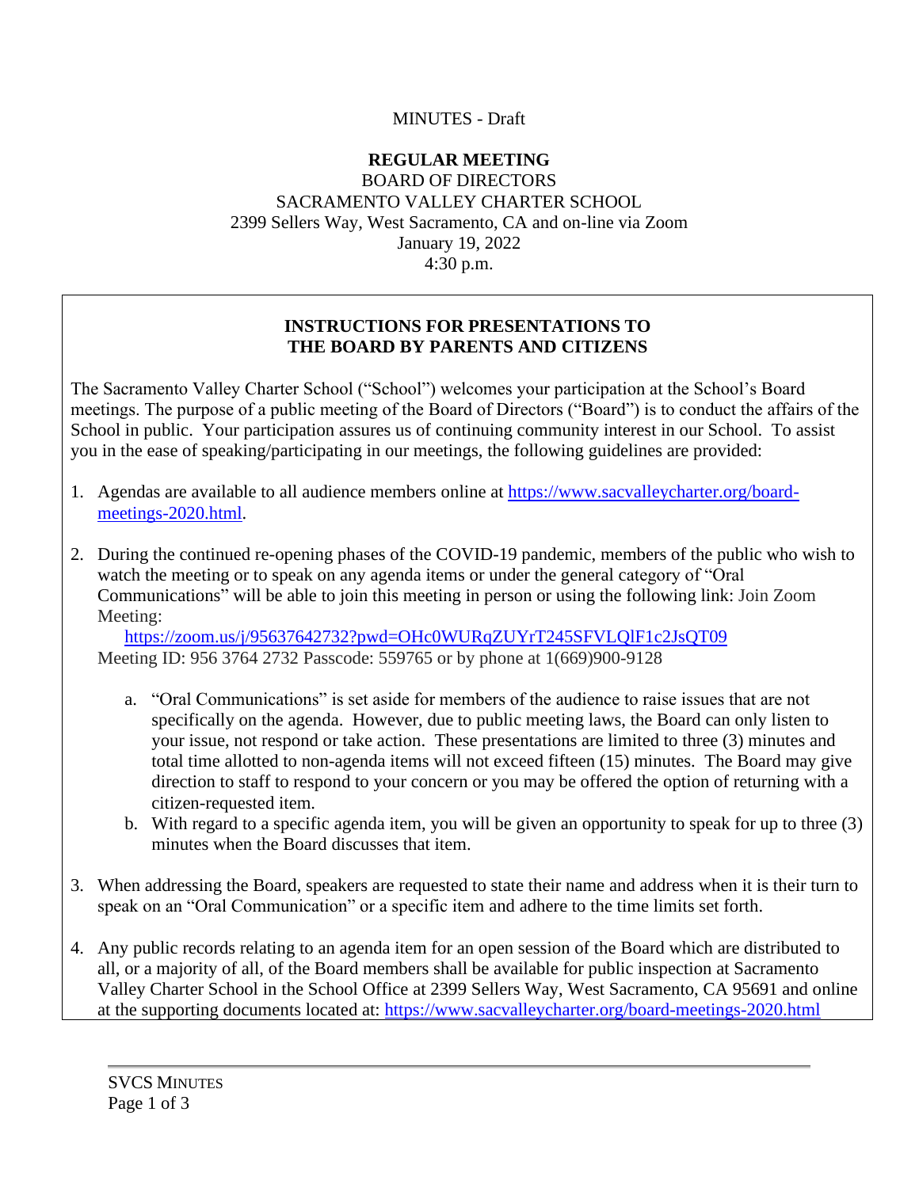MINUTES - Draft

**REGULAR MEETING**
BOARD OF DIRECTORS
SACRAMENTO VALLEY CHARTER SCHOOL
2399 Sellers Way, West Sacramento, CA and on-line via Zoom
January 19, 2022
4:30 p.m.

## INSTRUCTIONS FOR PRESENTATIONS TO THE BOARD BY PARENTS AND CITIZENS

The Sacramento Valley Charter School ("School") welcomes your participation at the School's Board meetings. The purpose of a public meeting of the Board of Directors ("Board") is to conduct the affairs of the School in public. Your participation assures us of continuing community interest in our School. To assist you in the ease of speaking/participating in our meetings, the following guidelines are provided:

1. Agendas are available to all audience members online at https://www.sacvalleycharter.org/board-meetings-2020.html.

2. During the continued re-opening phases of the COVID-19 pandemic, members of the public who wish to watch the meeting or to speak on any agenda items or under the general category of "Oral Communications" will be able to join this meeting in person or using the following link: Join Zoom Meeting:
   https://zoom.us/j/95637642732?pwd=OHc0WURqZUYrT245SFVLQlF1c2JsQT09
   Meeting ID: 956 3764 2732 Passcode: 559765 or by phone at 1(669)900-9128

   a. "Oral Communications" is set aside for members of the audience to raise issues that are not specifically on the agenda. However, due to public meeting laws, the Board can only listen to your issue, not respond or take action. These presentations are limited to three (3) minutes and total time allotted to non-agenda items will not exceed fifteen (15) minutes. The Board may give direction to staff to respond to your concern or you may be offered the option of returning with a citizen-requested item.
   b. With regard to a specific agenda item, you will be given an opportunity to speak for up to three (3) minutes when the Board discusses that item.

3. When addressing the Board, speakers are requested to state their name and address when it is their turn to speak on an "Oral Communication" or a specific item and adhere to the time limits set forth.

4. Any public records relating to an agenda item for an open session of the Board which are distributed to all, or a majority of all, of the Board members shall be available for public inspection at Sacramento Valley Charter School in the School Office at 2399 Sellers Way, West Sacramento, CA 95691 and online at the supporting documents located at: https://www.sacvalleycharter.org/board-meetings-2020.html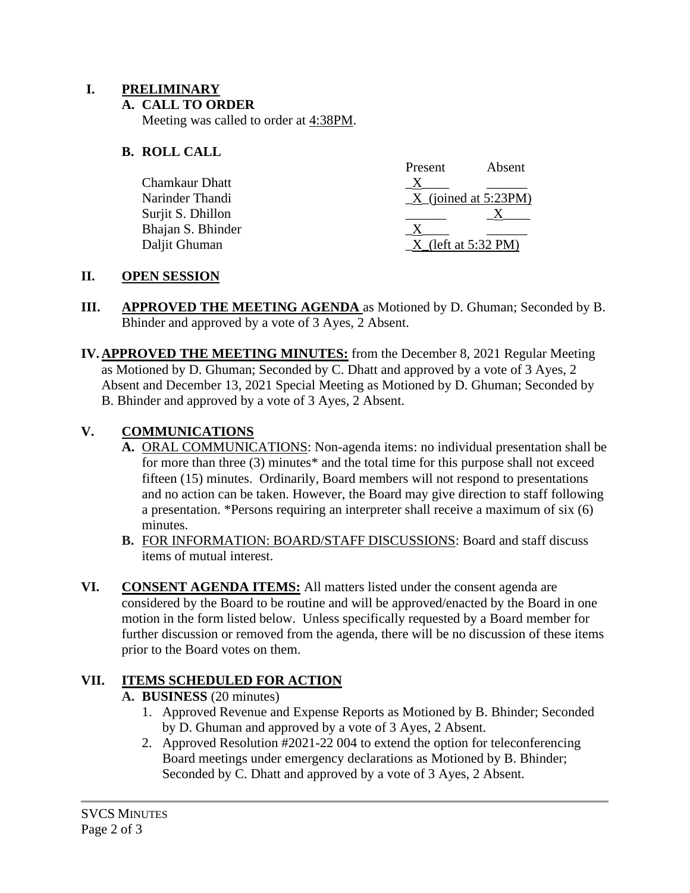## I. PRELIMINARY

### A. CALL TO ORDER

Meeting was called to order at 4:38PM.

### B. ROLL CALL

| | Present | Absent |
|---|---|---|
| Chamkaur Dhatt | X | |
| Narinder Thandi | X (joined at 5:23PM) | |
| Surjit S. Dhillon | | X |
| Bhajan S. Bhinder | X | |
| Daljit Ghuman | X (left at 5:32 PM) | |

## II. OPEN SESSION

## III. APPROVED THE MEETING AGENDA as Motioned by D. Ghuman; Seconded by B. Bhinder and approved by a vote of 3 Ayes, 2 Absent.

## IV. APPROVED THE MEETING MINUTES: from the December 8, 2021 Regular Meeting as Motioned by D. Ghuman; Seconded by C. Dhatt and approved by a vote of 3 Ayes, 2 Absent and December 13, 2021 Special Meeting as Motioned by D. Ghuman; Seconded by B. Bhinder and approved by a vote of 3 Ayes, 2 Absent.

## V. COMMUNICATIONS

**A.** ORAL COMMUNICATIONS: Non-agenda items: no individual presentation shall be for more than three (3) minutes* and the total time for this purpose shall not exceed fifteen (15) minutes. Ordinarily, Board members will not respond to presentations and no action can be taken. However, the Board may give direction to staff following a presentation. *Persons requiring an interpreter shall receive a maximum of six (6) minutes.

**B.** FOR INFORMATION: BOARD/STAFF DISCUSSIONS: Board and staff discuss items of mutual interest.

## VI. CONSENT AGENDA ITEMS: 

All matters listed under the consent agenda are considered by the Board to be routine and will be approved/enacted by the Board in one motion in the form listed below. Unless specifically requested by a Board member for further discussion or removed from the agenda, there will be no discussion of these items prior to the Board votes on them.

## VII. ITEMS SCHEDULED FOR ACTION

### A. BUSINESS (20 minutes)

1. Approved Revenue and Expense Reports as Motioned by B. Bhinder; Seconded by D. Ghuman and approved by a vote of 3 Ayes, 2 Absent.
2. Approved Resolution #2021-22 004 to extend the option for teleconferencing Board meetings under emergency declarations as Motioned by B. Bhinder; Seconded by C. Dhatt and approved by a vote of 3 Ayes, 2 Absent.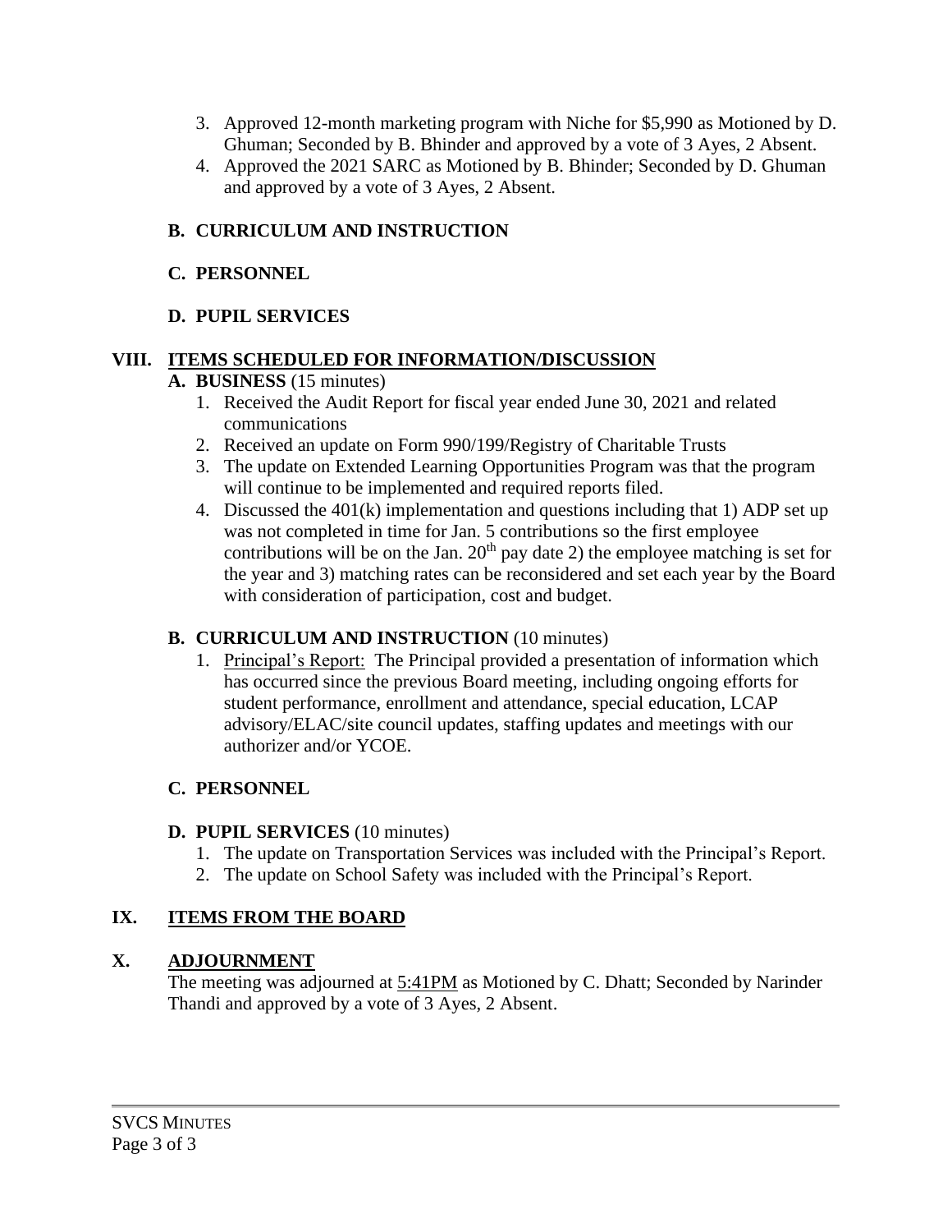3. Approved 12-month marketing program with Niche for $5,990 as Motioned by D. Ghuman; Seconded by B. Bhinder and approved by a vote of 3 Ayes, 2 Absent.
4. Approved the 2021 SARC as Motioned by B. Bhinder; Seconded by D. Ghuman and approved by a vote of 3 Ayes, 2 Absent.

### B. CURRICULUM AND INSTRUCTION

### C. PERSONNEL

### D. PUPIL SERVICES

## VIII. ITEMS SCHEDULED FOR INFORMATION/DISCUSSION

### A. BUSINESS (15 minutes)

1. Received the Audit Report for fiscal year ended June 30, 2021 and related communications
2. Received an update on Form 990/199/Registry of Charitable Trusts
3. The update on Extended Learning Opportunities Program was that the program will continue to be implemented and required reports filed.
4. Discussed the 401(k) implementation and questions including that 1) ADP set up was not completed in time for Jan. 5 contributions so the first employee contributions will be on the Jan. 20th pay date 2) the employee matching is set for the year and 3) matching rates can be reconsidered and set each year by the Board with consideration of participation, cost and budget.

### B. CURRICULUM AND INSTRUCTION (10 minutes)

1. Principal's Report: The Principal provided a presentation of information which has occurred since the previous Board meeting, including ongoing efforts for student performance, enrollment and attendance, special education, LCAP advisory/ELAC/site council updates, staffing updates and meetings with our authorizer and/or YCOE.

### C. PERSONNEL

### D. PUPIL SERVICES (10 minutes)

1. The update on Transportation Services was included with the Principal's Report.
2. The update on School Safety was included with the Principal's Report.

## IX. ITEMS FROM THE BOARD

## X. ADJOURNMENT

The meeting was adjourned at 5:41PM as Motioned by C. Dhatt; Seconded by Narinder Thandi and approved by a vote of 3 Ayes, 2 Absent.